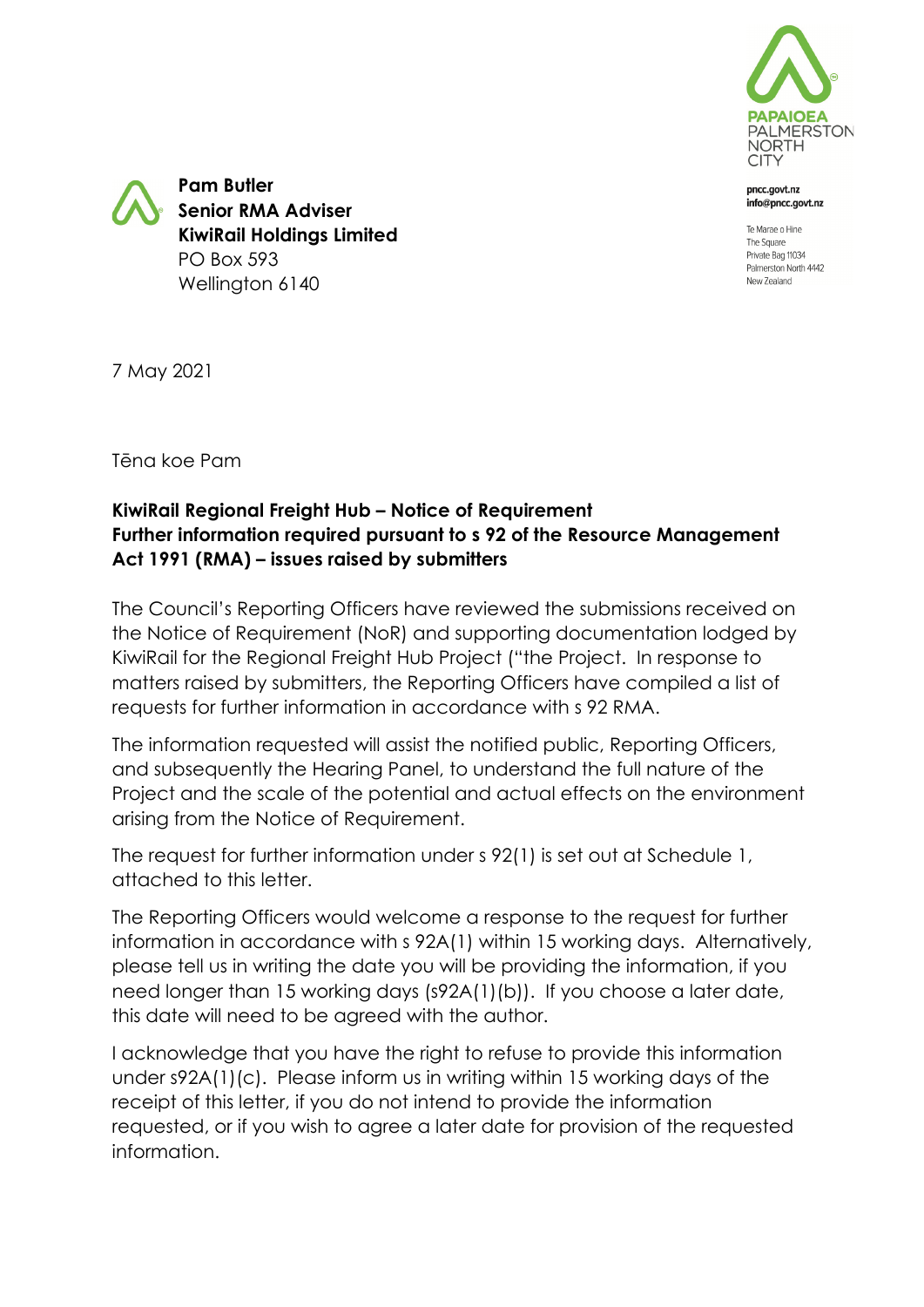PAPAIOEA
PALMERSTON
NORTH
CITY

pncc.govt.nz
info@pncc.govt.nz

Te Marae o Hine
The Square
Private Bag 11034
Palmerston North 4442
New Zealand

**Pam Butler**
**Senior RMA Adviser**
**KiwiRail Holdings Limited**
PO Box 593
Wellington 6140

7 May 2021

Tēna koe Pam

**KiwiRail Regional Freight Hub – Notice of Requirement**
**Further information required pursuant to s 92 of the Resource Management Act 1991 (RMA) – issues raised by submitters**

The Council's Reporting Officers have reviewed the submissions received on the Notice of Requirement (NoR) and supporting documentation lodged by KiwiRail for the Regional Freight Hub Project ("the Project. In response to matters raised by submitters, the Reporting Officers have compiled a list of requests for further information in accordance with s 92 RMA.

The information requested will assist the notified public, Reporting Officers, and subsequently the Hearing Panel, to understand the full nature of the Project and the scale of the potential and actual effects on the environment arising from the Notice of Requirement.

The request for further information under s 92(1) is set out at Schedule 1, attached to this letter.

The Reporting Officers would welcome a response to the request for further information in accordance with s 92A(1) within 15 working days. Alternatively, please tell us in writing the date you will be providing the information, if you need longer than 15 working days (s92A(1)(b)). If you choose a later date, this date will need to be agreed with the author.

I acknowledge that you have the right to refuse to provide this information under s92A(1)(c). Please inform us in writing within 15 working days of the receipt of this letter, if you do not intend to provide the information requested, or if you wish to agree a later date for provision of the requested information.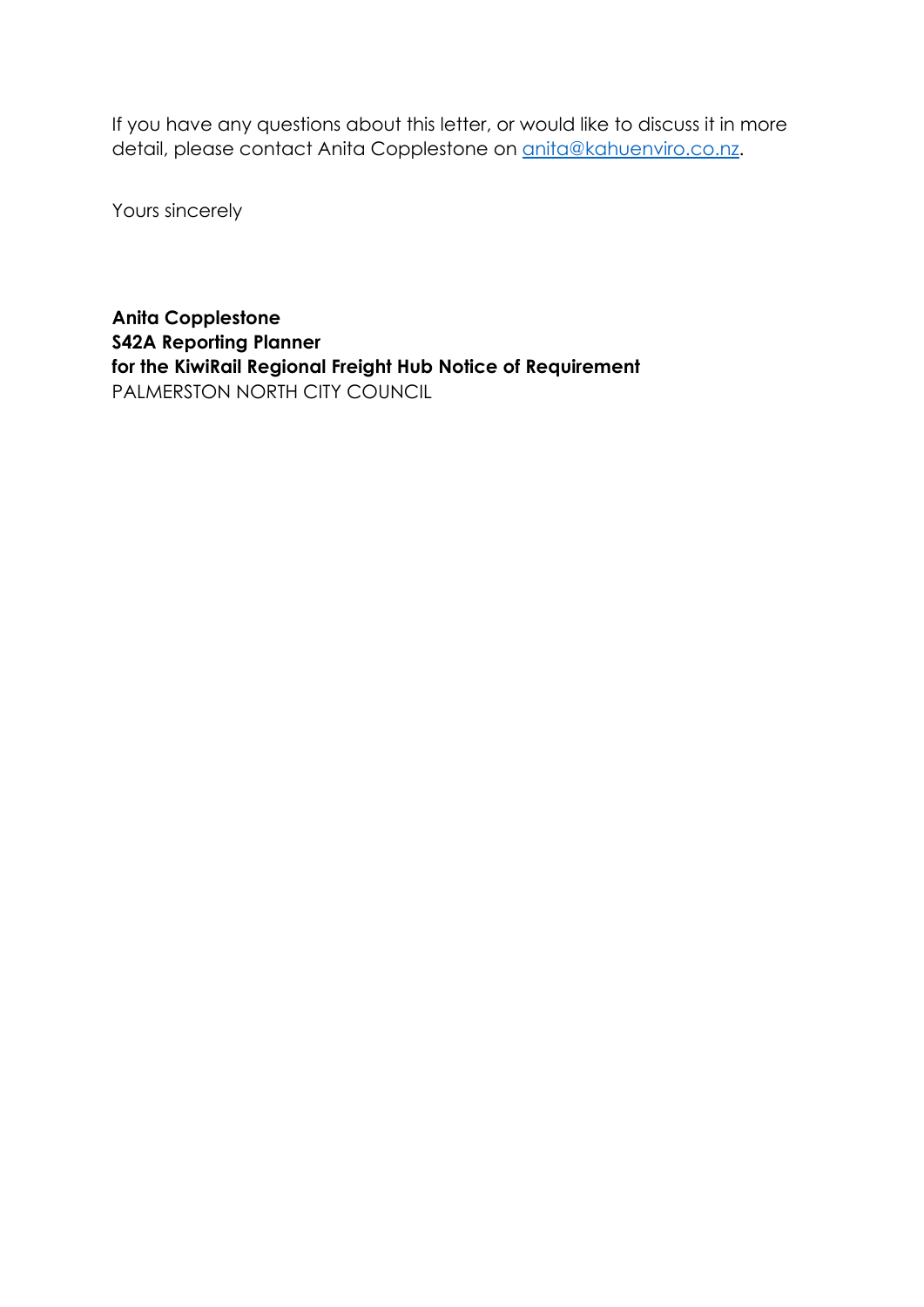If you have any questions about this letter, or would like to discuss it in more detail, please contact Anita Copplestone on [anita@kahuenviro.co.nz](mailto:anita@kahuenviro.co.nz).

Yours sincerely

**Anita Copplestone**
**S42A Reporting Planner**
**for the KiwiRail Regional Freight Hub Notice of Requirement**
PALMERSTON NORTH CITY COUNCIL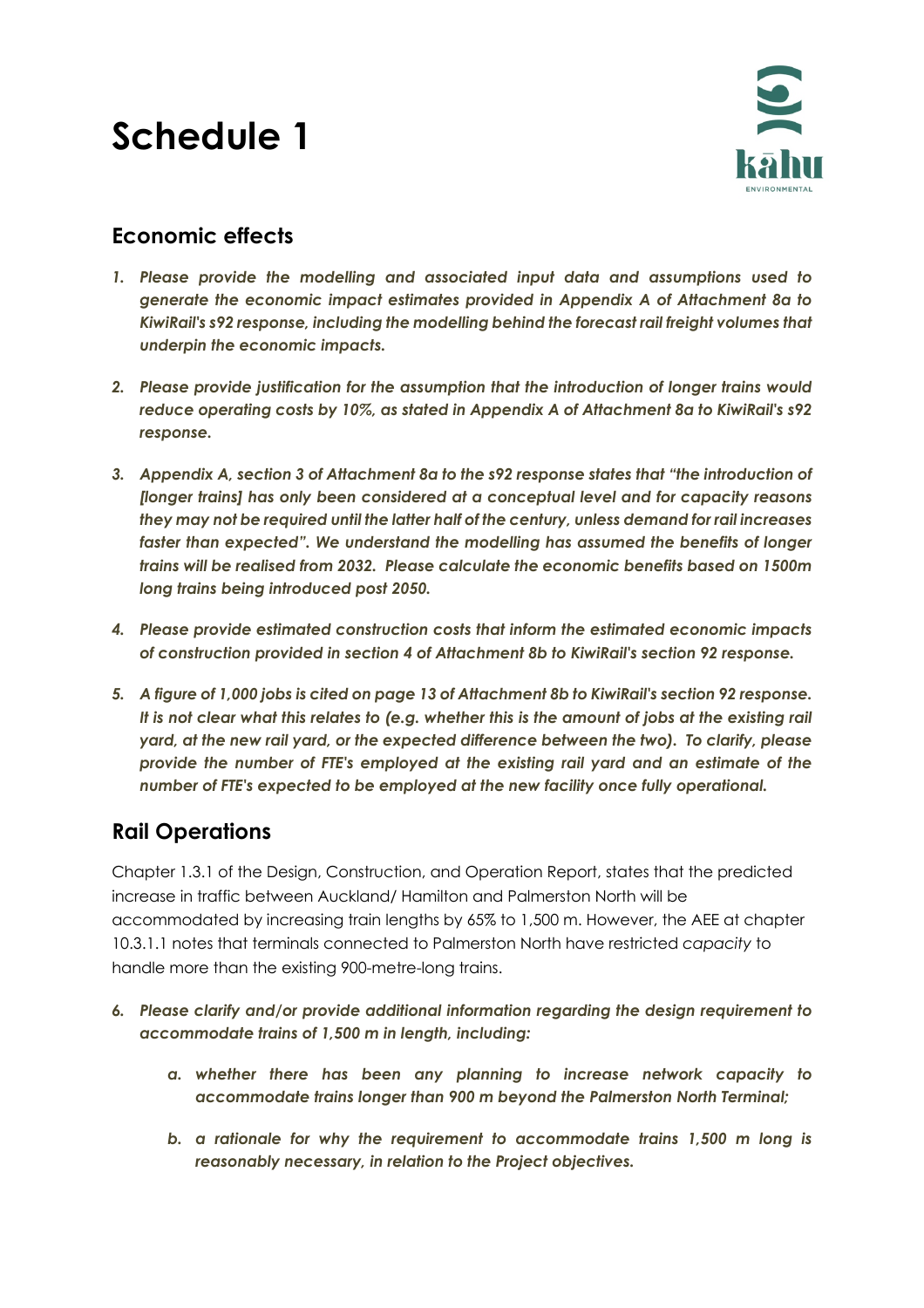# Schedule 1

## Economic effects

1. ***Please provide the modelling and associated input data and assumptions used to generate the economic impact estimates provided in Appendix A of Attachment 8a to KiwiRail's s92 response, including the modelling behind the forecast rail freight volumes that underpin the economic impacts.***

2. ***Please provide justification for the assumption that the introduction of longer trains would reduce operating costs by 10%, as stated in Appendix A of Attachment 8a to KiwiRail's s92 response.***

3. ***Appendix A, section 3 of Attachment 8a to the s92 response states that "the introduction of [longer trains] has only been considered at a conceptual level and for capacity reasons they may not be required until the latter half of the century, unless demand for rail increases faster than expected". We understand the modelling has assumed the benefits of longer trains will be realised from 2032. Please calculate the economic benefits based on 1500m long trains being introduced post 2050.***

4. ***Please provide estimated construction costs that inform the estimated economic impacts of construction provided in section 4 of Attachment 8b to KiwiRail's section 92 response.***

5. ***A figure of 1,000 jobs is cited on page 13 of Attachment 8b to KiwiRail's section 92 response. It is not clear what this relates to (e.g. whether this is the amount of jobs at the existing rail yard, at the new rail yard, or the expected difference between the two). To clarify, please provide the number of FTE's employed at the existing rail yard and an estimate of the number of FTE's expected to be employed at the new facility once fully operational.***

## Rail Operations

Chapter 1.3.1 of the Design, Construction, and Operation Report, states that the predicted increase in traffic between Auckland/ Hamilton and Palmerston North will be accommodated by increasing train lengths by 65% to 1,500 m. However, the AEE at chapter 10.3.1.1 notes that terminals connected to Palmerston North have restricted *capacity* to handle more than the existing 900-metre-long trains.

6. ***Please clarify and/or provide additional information regarding the design requirement to accommodate trains of 1,500 m in length, including:***

    a. ***whether there has been any planning to increase network capacity to accommodate trains longer than 900 m beyond the Palmerston North Terminal;***

    b. ***a rationale for why the requirement to accommodate trains 1,500 m long is reasonably necessary, in relation to the Project objectives.***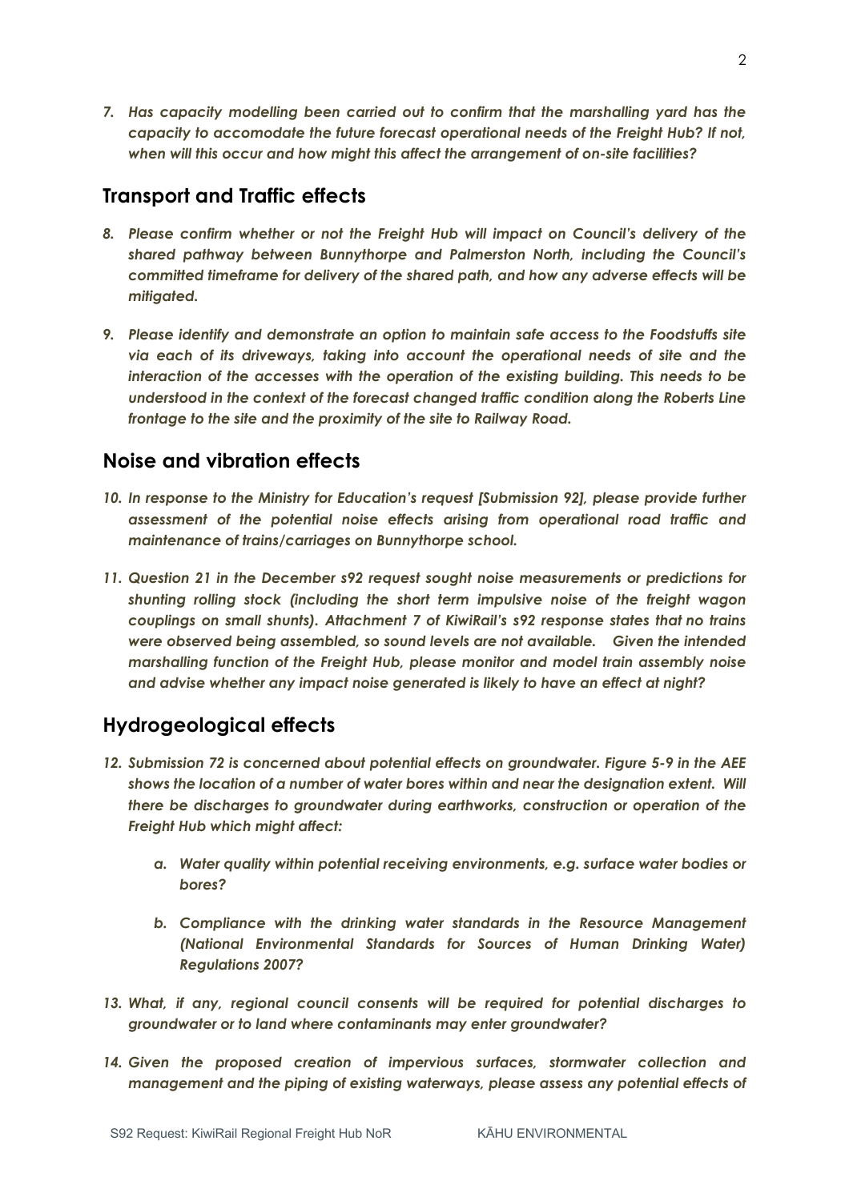*7. Has capacity modelling been carried out to confirm that the marshalling yard has the capacity to accomodate the future forecast operational needs of the Freight Hub? If not, when will this occur and how might this affect the arrangement of on-site facilities?*

## Transport and Traffic effects

*8. Please confirm whether or not the Freight Hub will impact on Council's delivery of the shared pathway between Bunnythorpe and Palmerston North, including the Council's committed timeframe for delivery of the shared path, and how any adverse effects will be mitigated.*

*9. Please identify and demonstrate an option to maintain safe access to the Foodstuffs site via each of its driveways, taking into account the operational needs of site and the interaction of the accesses with the operation of the existing building. This needs to be understood in the context of the forecast changed traffic condition along the Roberts Line frontage to the site and the proximity of the site to Railway Road.*

## Noise and vibration effects

*10. In response to the Ministry for Education's request [Submission 92], please provide further assessment of the potential noise effects arising from operational road traffic and maintenance of trains/carriages on Bunnythorpe school.*

*11. Question 21 in the December s92 request sought noise measurements or predictions for shunting rolling stock (including the short term impulsive noise of the freight wagon couplings on small shunts). Attachment 7 of KiwiRail's s92 response states that no trains were observed being assembled, so sound levels are not available. Given the intended marshalling function of the Freight Hub, please monitor and model train assembly noise and advise whether any impact noise generated is likely to have an effect at night?*

## Hydrogeological effects

*12. Submission 72 is concerned about potential effects on groundwater. Figure 5-9 in the AEE shows the location of a number of water bores within and near the designation extent. Will there be discharges to groundwater during earthworks, construction or operation of the Freight Hub which might affect:*

   *a. Water quality within potential receiving environments, e.g. surface water bodies or bores?*

   *b. Compliance with the drinking water standards in the Resource Management (National Environmental Standards for Sources of Human Drinking Water) Regulations 2007?*

*13. What, if any, regional council consents will be required for potential discharges to groundwater or to land where contaminants may enter groundwater?*

*14. Given the proposed creation of impervious surfaces, stormwater collection and management and the piping of existing waterways, please assess any potential effects of*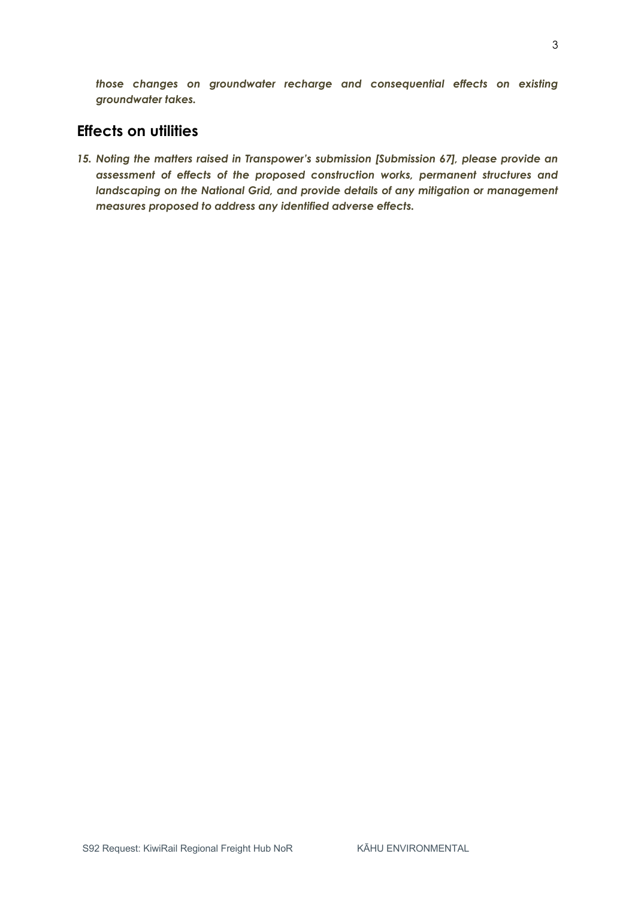***those changes on groundwater recharge and consequential effects on existing groundwater takes.***

## Effects on utilities

15. ***Noting the matters raised in Transpower's submission [Submission 67], please provide an assessment of effects of the proposed construction works, permanent structures and landscaping on the National Grid, and provide details of any mitigation or management measures proposed to address any identified adverse effects.***